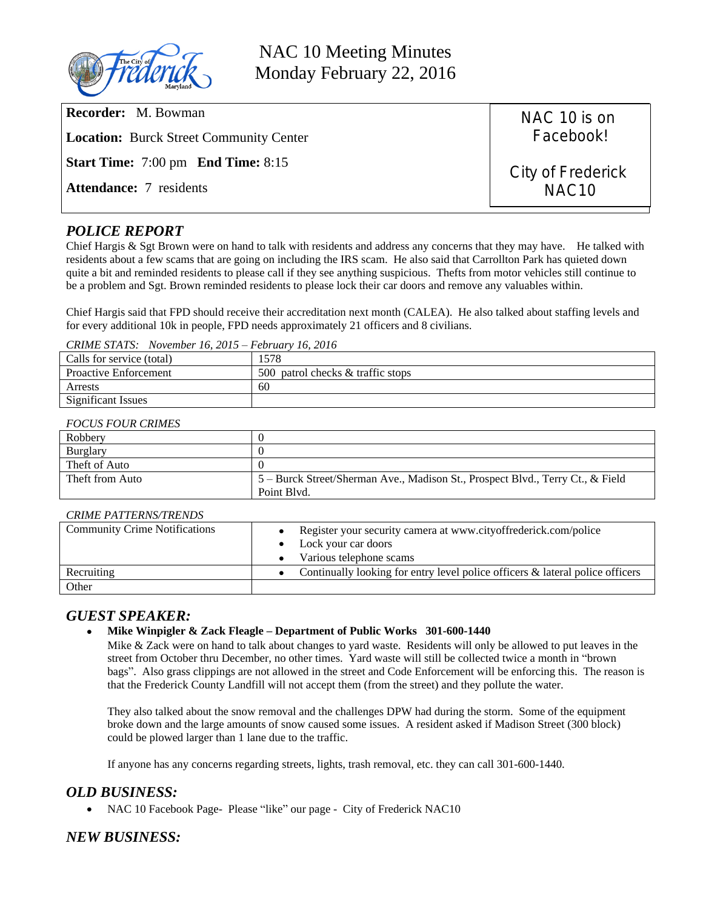# NAC 10 Meeting Minutes
## Monday February 22, 2016

**Recorder:** M. Bowman

**Location:** Burck Street Community Center

**Start Time:** 7:00 pm **End Time:** 8:15

**Attendance:** 7 residents

NAC 10 is on Facebook!

City of Frederick NAC10

## *POLICE REPORT*

Chief Hargis & Sgt Brown were on hand to talk with residents and address any concerns that they may have. He talked with residents about a few scams that are going on including the IRS scam. He also said that Carrollton Park has quieted down quite a bit and reminded residents to please call if they see anything suspicious. Thefts from motor vehicles still continue to be a problem and Sgt. Brown reminded residents to please lock their car doors and remove any valuables within.

Chief Hargis said that FPD should receive their accreditation next month (CALEA). He also talked about staffing levels and for every additional 10k in people, FPD needs approximately 21 officers and 8 civilians.

*CRIME STATS: November 16, 2015 – February 16, 2016*

| | |
|---|---|
| Calls for service (total) | 1578 |
| Proactive Enforcement | 500 patrol checks & traffic stops |
| Arrests | 60 |
| Significant Issues | |

*FOCUS FOUR CRIMES*

| | |
|---|---|
| Robbery | 0 |
| Burglary | 0 |
| Theft of Auto | 0 |
| Theft from Auto | 5 – Burck Street/Sherman Ave., Madison St., Prospect Blvd., Terry Ct., & Field Point Blvd. |

*CRIME PATTERNS/TRENDS*

| | |
|---|---|
| Community Crime Notifications | • Register your security camera at www.cityoffrederick.com/police<br>• Lock your car doors<br>• Various telephone scams |
| Recruiting | • Continually looking for entry level police officers & lateral police officers |
| Other | |

## *GUEST SPEAKER:*

- **Mike Winpigler & Zack Fleagle – Department of Public Works 301-600-1440**

  Mike & Zack were on hand to talk about changes to yard waste. Residents will only be allowed to put leaves in the street from October thru December, no other times. Yard waste will still be collected twice a month in "brown bags". Also grass clippings are not allowed in the street and Code Enforcement will be enforcing this. The reason is that the Frederick County Landfill will not accept them (from the street) and they pollute the water.

  They also talked about the snow removal and the challenges DPW had during the storm. Some of the equipment broke down and the large amounts of snow caused some issues. A resident asked if Madison Street (300 block) could be plowed larger than 1 lane due to the traffic.

  If anyone has any concerns regarding streets, lights, trash removal, etc. they can call 301-600-1440.

## *OLD BUSINESS:*

- NAC 10 Facebook Page- Please "like" our page - City of Frederick NAC10

## *NEW BUSINESS:*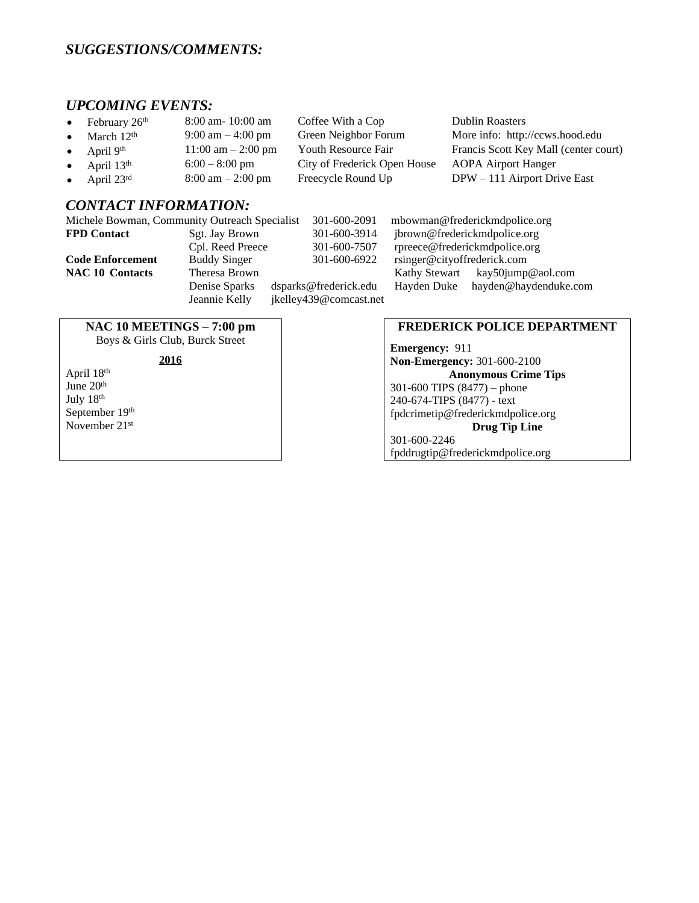## *SUGGESTIONS/COMMENTS:*

## *UPCOMING EVENTS:*

- February 26th 8:00 am- 10:00 am Coffee With a Cop Dublin Roasters
- March 12th 9:00 am – 4:00 pm Green Neighbor Forum More info: http://ccws.hood.edu
- April 9th 11:00 am – 2:00 pm Youth Resource Fair Francis Scott Key Mall (center court)
- April 13th 6:00 – 8:00 pm City of Frederick Open House AOPA Airport Hanger
- April 23rd 8:00 am – 2:00 pm Freecycle Round Up DPW – 111 Airport Drive East

## *CONTACT INFORMATION:*

| | | | |
|---|---|---|---|
| Michele Bowman, Community Outreach Specialist | | 301-600-2091 | mbowman@frederickmdpolice.org |
| **FPD Contact** | Sgt. Jay Brown | 301-600-3914 | jbrown@frederickmdpolice.org |
| | Cpl. Reed Preece | 301-600-7507 | rpreece@frederickmdpolice.org |
| **Code Enforcement** | Buddy Singer | 301-600-6922 | rsinger@cityoffrederick.com |
| **NAC 10 Contacts** | Theresa Brown | | Kathy Stewart kay50jump@aol.com |
| | Denise Sparks | dsparks@frederick.edu | Hayden Duke hayden@haydenduke.com |
| | Jeannie Kelly | jkelley439@comcast.net | |

**NAC 10 MEETINGS – 7:00 pm**
Boys & Girls Club, Burck Street

**2016**

April 18th
June 20th
July 18th
September 19th
November 21st

**FREDERICK POLICE DEPARTMENT**

**Emergency:** 911
**Non-Emergency:** 301-600-2100

**Anonymous Crime Tips**
301-600 TIPS (8477) – phone
240-674-TIPS (8477) - text
fpdcrimetip@frederickmdpolice.org

**Drug Tip Line**
301-600-2246
fpddrugtip@frederickmdpolice.org